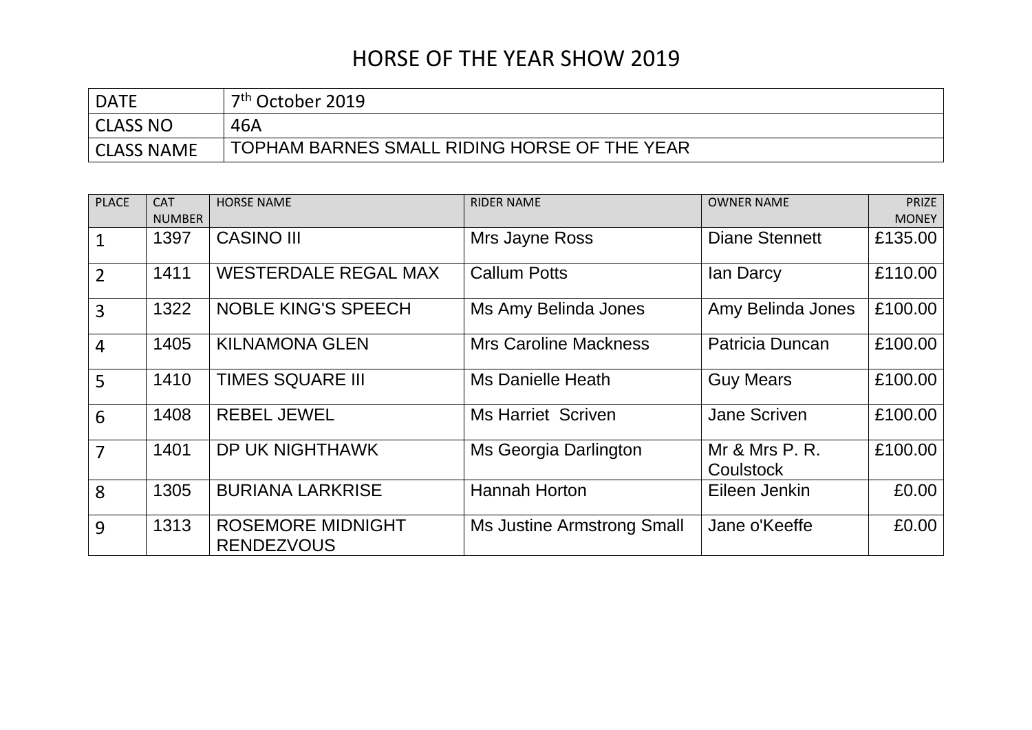# HORSE OF THE YEAR SHOW 2019

| DATE | 7th October 2019 |
|---|---|
| CLASS NO | 46A |
| CLASS NAME | TOPHAM BARNES SMALL RIDING HORSE OF THE YEAR |

| PLACE | CAT NUMBER | HORSE NAME | RIDER NAME | OWNER NAME | PRIZE MONEY |
|---|---|---|---|---|---|
| 1 | 1397 | CASINO III | Mrs Jayne Ross | Diane Stennett | £135.00 |
| 2 | 1411 | WESTERDALE REGAL MAX | Callum Potts | Ian Darcy | £110.00 |
| 3 | 1322 | NOBLE KING'S SPEECH | Ms Amy Belinda Jones | Amy Belinda Jones | £100.00 |
| 4 | 1405 | KILNAMONA GLEN | Mrs Caroline Mackness | Patricia Duncan | £100.00 |
| 5 | 1410 | TIMES SQUARE III | Ms Danielle Heath | Guy Mears | £100.00 |
| 6 | 1408 | REBEL JEWEL | Ms Harriet Scriven | Jane Scriven | £100.00 |
| 7 | 1401 | DP UK NIGHTHAWK | Ms Georgia Darlington | Mr & Mrs P. R. Coulstock | £100.00 |
| 8 | 1305 | BURIANA LARKRISE | Hannah Horton | Eileen Jenkin | £0.00 |
| 9 | 1313 | ROSEMORE MIDNIGHT RENDEZVOUS | Ms Justine Armstrong Small | Jane o'Keeffe | £0.00 |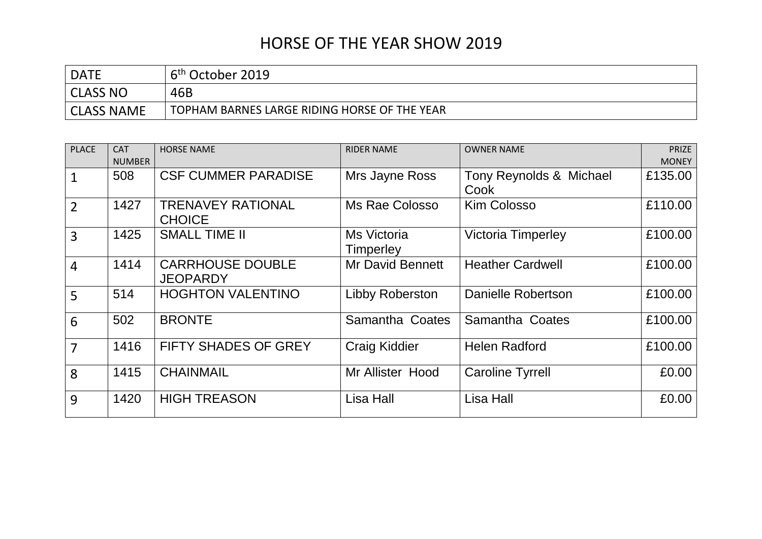# HORSE OF THE YEAR SHOW 2019

| | |
|---|---|
| DATE | 6th October 2019 |
| CLASS NO | 46B |
| CLASS NAME | TOPHAM BARNES LARGE RIDING HORSE OF THE YEAR |

| PLACE | CAT NUMBER | HORSE NAME | RIDER NAME | OWNER NAME | PRIZE MONEY |
|---|---|---|---|---|---|
| 1 | 508 | CSF CUMMER PARADISE | Mrs Jayne Ross | Tony Reynolds & Michael Cook | £135.00 |
| 2 | 1427 | TRENAVEY RATIONAL CHOICE | Ms Rae Colosso | Kim Colosso | £110.00 |
| 3 | 1425 | SMALL TIME II | Ms Victoria Timperley | Victoria Timperley | £100.00 |
| 4 | 1414 | CARRHOUSE DOUBLE JEOPARDY | Mr David Bennett | Heather Cardwell | £100.00 |
| 5 | 514 | HOGHTON VALENTINO | Libby Roberston | Danielle Robertson | £100.00 |
| 6 | 502 | BRONTE | Samantha Coates | Samantha Coates | £100.00 |
| 7 | 1416 | FIFTY SHADES OF GREY | Craig Kiddier | Helen Radford | £100.00 |
| 8 | 1415 | CHAINMAIL | Mr Allister Hood | Caroline Tyrrell | £0.00 |
| 9 | 1420 | HIGH TREASON | Lisa Hall | Lisa Hall | £0.00 |